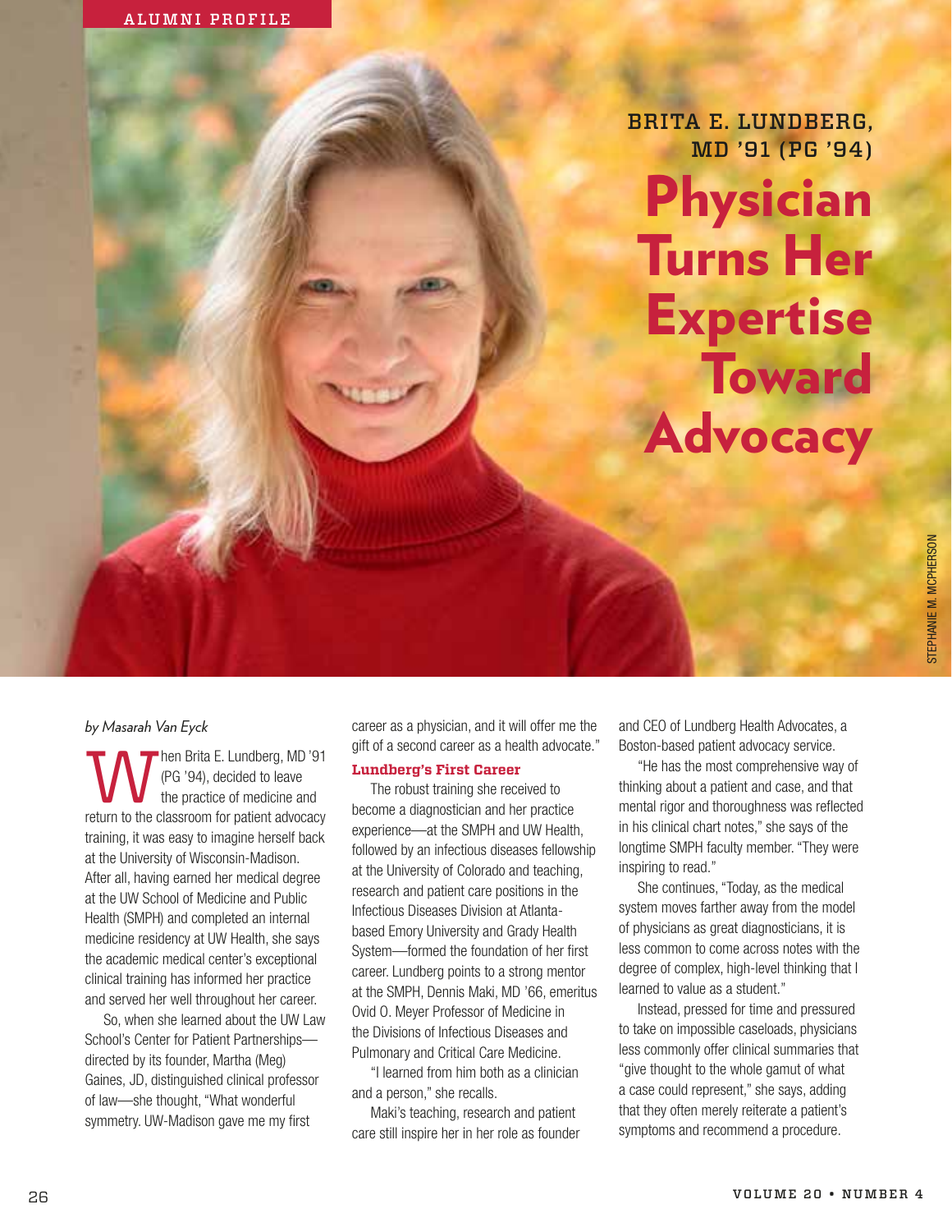ALUMNI PROFILE

## BRITA E. LUNDBERG, MD '91 (PG '94)

# Physician Turns Her Expertise Toward Advocacy

STEPHANIE M. MCPHERSON

*by Masarah Van Eyck*

When Brita E. Lundberg, MD '91 (PG '94), decided to leave the practice of medicine and return to the classroom for patient advocacy training, it was easy to imagine herself back at the University of Wisconsin-Madison. After all, having earned her medical degree at the UW School of Medicine and Public Health (SMPH) and completed an internal medicine residency at UW Health, she says the academic medical center's exceptional clinical training has informed her practice and served her well throughout her career.

So, when she learned about the UW Law School's Center for Patient Partnerships—directed by its founder, Martha (Meg) Gaines, JD, distinguished clinical professor of law—she thought, "What wonderful symmetry. UW-Madison gave me my first career as a physician, and it will offer me the gift of a second career as a health advocate."

### Lundberg's First Career

The robust training she received to become a diagnostician and her practice experience—at the SMPH and UW Health, followed by an infectious diseases fellowship at the University of Colorado and teaching, research and patient care positions in the Infectious Diseases Division at Atlanta-based Emory University and Grady Health System—formed the foundation of her first career. Lundberg points to a strong mentor at the SMPH, Dennis Maki, MD '66, emeritus Ovid O. Meyer Professor of Medicine in the Divisions of Infectious Diseases and Pulmonary and Critical Care Medicine.

"I learned from him both as a clinician and a person," she recalls.

Maki's teaching, research and patient care still inspire her in her role as founder and CEO of Lundberg Health Advocates, a Boston-based patient advocacy service.

"He has the most comprehensive way of thinking about a patient and case, and that mental rigor and thoroughness was reflected in his clinical chart notes," she says of the longtime SMPH faculty member. "They were inspiring to read."

She continues, "Today, as the medical system moves farther away from the model of physicians as great diagnosticians, it is less common to come across notes with the degree of complex, high-level thinking that I learned to value as a student."

Instead, pressed for time and pressured to take on impossible caseloads, physicians less commonly offer clinical summaries that "give thought to the whole gamut of what a case could represent," she says, adding that they often merely reiterate a patient's symptoms and recommend a procedure.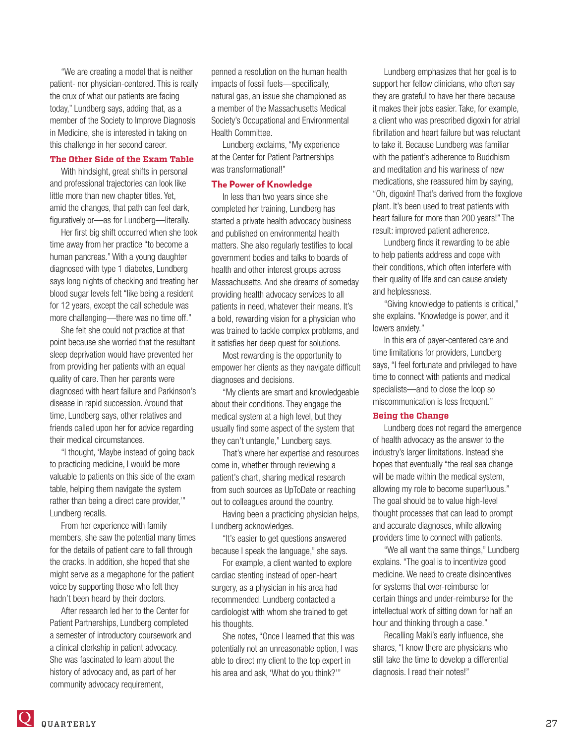"We are creating a model that is neither patient- nor physician-centered. This is really the crux of what our patients are facing today," Lundberg says, adding that, as a member of the Society to Improve Diagnosis in Medicine, she is interested in taking on this challenge in her second career.

## The Other Side of the Exam Table

With hindsight, great shifts in personal and professional trajectories can look like little more than new chapter titles. Yet, amid the changes, that path can feel dark, figuratively or—as for Lundberg—literally.

Her first big shift occurred when she took time away from her practice "to become a human pancreas." With a young daughter diagnosed with type 1 diabetes, Lundberg says long nights of checking and treating her blood sugar levels felt "like being a resident for 12 years, except the call schedule was more challenging—there was no time off."

She felt she could not practice at that point because she worried that the resultant sleep deprivation would have prevented her from providing her patients with an equal quality of care. Then her parents were diagnosed with heart failure and Parkinson's disease in rapid succession. Around that time, Lundberg says, other relatives and friends called upon her for advice regarding their medical circumstances.

"I thought, 'Maybe instead of going back to practicing medicine, I would be more valuable to patients on this side of the exam table, helping them navigate the system rather than being a direct care provider,'" Lundberg recalls.

From her experience with family members, she saw the potential many times for the details of patient care to fall through the cracks. In addition, she hoped that she might serve as a megaphone for the patient voice by supporting those who felt they hadn't been heard by their doctors.

After research led her to the Center for Patient Partnerships, Lundberg completed a semester of introductory coursework and a clinical clerkship in patient advocacy. She was fascinated to learn about the history of advocacy and, as part of her community advocacy requirement, penned a resolution on the human health impacts of fossil fuels—specifically, natural gas, an issue she championed as a member of the Massachusetts Medical Society's Occupational and Environmental Health Committee.

Lundberg exclaims, "My experience at the Center for Patient Partnerships was transformational!"

## The Power of Knowledge

In less than two years since she completed her training, Lundberg has started a private health advocacy business and published on environmental health matters. She also regularly testifies to local government bodies and talks to boards of health and other interest groups across Massachusetts. And she dreams of someday providing health advocacy services to all patients in need, whatever their means. It's a bold, rewarding vision for a physician who was trained to tackle complex problems, and it satisfies her deep quest for solutions.

Most rewarding is the opportunity to empower her clients as they navigate difficult diagnoses and decisions.

"My clients are smart and knowledgeable about their conditions. They engage the medical system at a high level, but they usually find some aspect of the system that they can't untangle," Lundberg says.

That's where her expertise and resources come in, whether through reviewing a patient's chart, sharing medical research from such sources as UpToDate or reaching out to colleagues around the country.

Having been a practicing physician helps, Lundberg acknowledges.

"It's easier to get questions answered because I speak the language," she says.

For example, a client wanted to explore cardiac stenting instead of open-heart surgery, as a physician in his area had recommended. Lundberg contacted a cardiologist with whom she trained to get his thoughts.

She notes, "Once I learned that this was potentially not an unreasonable option, I was able to direct my client to the top expert in his area and ask, 'What do you think?'"

Lundberg emphasizes that her goal is to support her fellow clinicians, who often say they are grateful to have her there because it makes their jobs easier. Take, for example, a client who was prescribed digoxin for atrial fibrillation and heart failure but was reluctant to take it. Because Lundberg was familiar with the patient's adherence to Buddhism and meditation and his wariness of new medications, she reassured him by saying, "Oh, digoxin! That's derived from the foxglove plant. It's been used to treat patients with heart failure for more than 200 years!" The result: improved patient adherence.

Lundberg finds it rewarding to be able to help patients address and cope with their conditions, which often interfere with their quality of life and can cause anxiety and helplessness.

"Giving knowledge to patients is critical," she explains. "Knowledge is power, and it lowers anxiety."

In this era of payer-centered care and time limitations for providers, Lundberg says, "I feel fortunate and privileged to have time to connect with patients and medical specialists—and to close the loop so miscommunication is less frequent."

## Being the Change

Lundberg does not regard the emergence of health advocacy as the answer to the industry's larger limitations. Instead she hopes that eventually "the real sea change will be made within the medical system, allowing my role to become superfluous." The goal should be to value high-level thought processes that can lead to prompt and accurate diagnoses, while allowing providers time to connect with patients.

"We all want the same things," Lundberg explains. "The goal is to incentivize good medicine. We need to create disincentives for systems that over-reimburse for certain things and under-reimburse for the intellectual work of sitting down for half an hour and thinking through a case."

Recalling Maki's early influence, she shares, "I know there are physicians who still take the time to develop a differential diagnosis. I read their notes!"